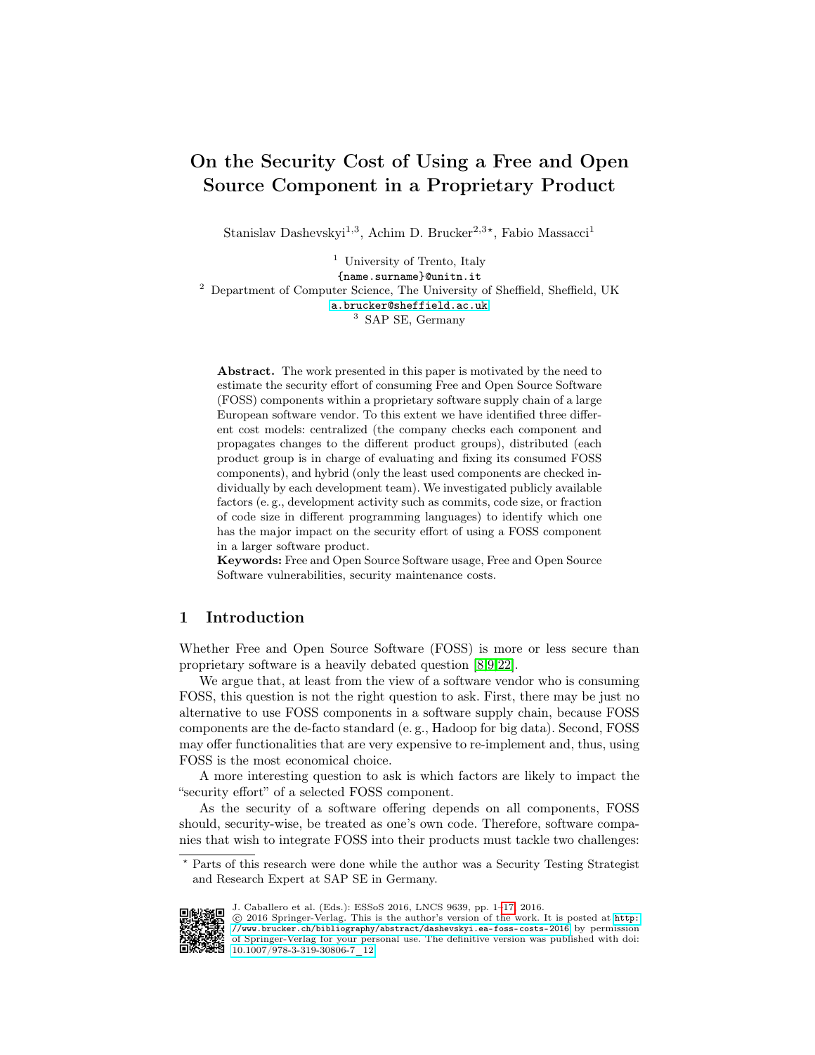# On the Security Cost of Using a Free and Open Source Component in a Proprietary Product

Stanislav Dashevskyi[1,3], Achim D. Brucker[2,3⋆], Fabio Massacci[1]

[1] University of Trento, Italy
{name.surname}@unitn.it

[2] Department of Computer Science, The University of Sheffield, Sheffield, UK
a.brucker@sheffield.ac.uk

[3] SAP SE, Germany

**Abstract.** The work presented in this paper is motivated by the need to estimate the security effort of consuming Free and Open Source Software (FOSS) components within a proprietary software supply chain of a large European software vendor. To this extent we have identified three different cost models: centralized (the company checks each component and propagates changes to the different product groups), distributed (each product group is in charge of evaluating and fixing its consumed FOSS components), and hybrid (only the least used components are checked individually by each development team). We investigated publicly available factors (e. g., development activity such as commits, code size, or fraction of code size in different programming languages) to identify which one has the major impact on the security effort of using a FOSS component in a larger software product.

**Keywords:** Free and Open Source Software usage, Free and Open Source Software vulnerabilities, security maintenance costs.

## 1 Introduction

Whether Free and Open Source Software (FOSS) is more or less secure than proprietary software is a heavily debated question [8,9,22].

We argue that, at least from the view of a software vendor who is consuming FOSS, this question is not the right question to ask. First, there may be just no alternative to use FOSS components in a software supply chain, because FOSS components are the de-facto standard (e. g., Hadoop for big data). Second, FOSS may offer functionalities that are very expensive to re-implement and, thus, using FOSS is the most economical choice.

A more interesting question to ask is which factors are likely to impact the "security effort" of a selected FOSS component.

As the security of a software offering depends on all components, FOSS should, security-wise, be treated as one's own code. Therefore, software companies that wish to integrate FOSS into their products must tackle two challenges:

⋆ Parts of this research were done while the author was a Security Testing Strategist and Research Expert at SAP SE in Germany.

J. Caballero et al. (Eds.): ESSoS 2016, LNCS 9639, pp. 1–17, 2016.
© 2016 Springer-Verlag. This is the author's version of the work. It is posted at http://www.brucker.ch/bibliography/abstract/dashevskyi.ea-foss-costs-2016 by permission of Springer-Verlag for your personal use. The definitive version was published with doi: 10.1007/978-3-319-30806-7_12.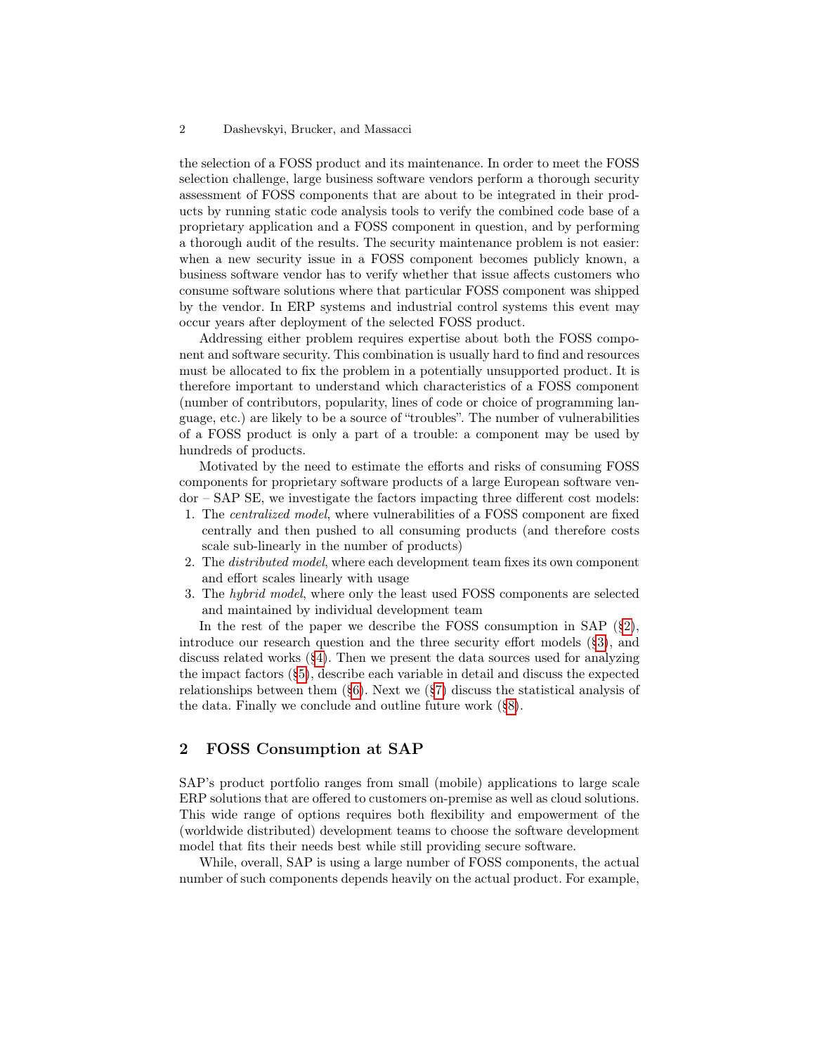the selection of a FOSS product and its maintenance. In order to meet the FOSS selection challenge, large business software vendors perform a thorough security assessment of FOSS components that are about to be integrated in their products by running static code analysis tools to verify the combined code base of a proprietary application and a FOSS component in question, and by performing a thorough audit of the results. The security maintenance problem is not easier: when a new security issue in a FOSS component becomes publicly known, a business software vendor has to verify whether that issue affects customers who consume software solutions where that particular FOSS component was shipped by the vendor. In ERP systems and industrial control systems this event may occur years after deployment of the selected FOSS product.

Addressing either problem requires expertise about both the FOSS component and software security. This combination is usually hard to find and resources must be allocated to fix the problem in a potentially unsupported product. It is therefore important to understand which characteristics of a FOSS component (number of contributors, popularity, lines of code or choice of programming language, etc.) are likely to be a source of "troubles". The number of vulnerabilities of a FOSS product is only a part of a trouble: a component may be used by hundreds of products.

Motivated by the need to estimate the efforts and risks of consuming FOSS components for proprietary software products of a large European software vendor – SAP SE, we investigate the factors impacting three different cost models:

1. The *centralized model*, where vulnerabilities of a FOSS component are fixed centrally and then pushed to all consuming products (and therefore costs scale sub-linearly in the number of products)
2. The *distributed model*, where each development team fixes its own component and effort scales linearly with usage
3. The *hybrid model*, where only the least used FOSS components are selected and maintained by individual development team

In the rest of the paper we describe the FOSS consumption in SAP (§2), introduce our research question and the three security effort models (§3), and discuss related works (§4). Then we present the data sources used for analyzing the impact factors (§5), describe each variable in detail and discuss the expected relationships between them (§6). Next we (§7) discuss the statistical analysis of the data. Finally we conclude and outline future work (§8).

## 2 FOSS Consumption at SAP

SAP's product portfolio ranges from small (mobile) applications to large scale ERP solutions that are offered to customers on-premise as well as cloud solutions. This wide range of options requires both flexibility and empowerment of the (worldwide distributed) development teams to choose the software development model that fits their needs best while still providing secure software.

While, overall, SAP is using a large number of FOSS components, the actual number of such components depends heavily on the actual product. For example,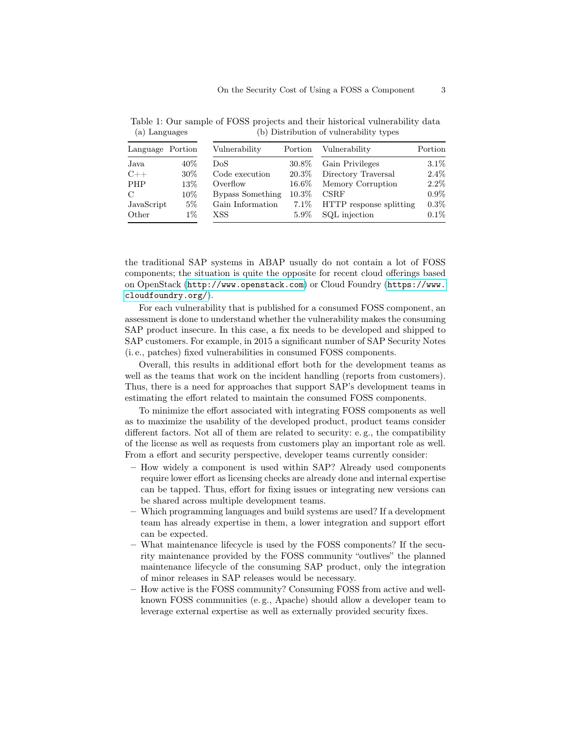Table 1: Our sample of FOSS projects and their historical vulnerability data

(a) Languages

| Language | Portion |
|---|---|
| Java | 40% |
| C++ | 30% |
| PHP | 13% |
| C | 10% |
| JavaScript | 5% |
| Other | 1% |

(b) Distribution of vulnerability types

| Vulnerability | Portion | Vulnerability | Portion |
|---|---|---|---|
| DoS | 30.8% | Gain Privileges | 3.1% |
| Code execution | 20.3% | Directory Traversal | 2.4% |
| Overflow | 16.6% | Memory Corruption | 2.2% |
| Bypass Something | 10.3% | CSRF | 0.9% |
| Gain Information | 7.1% | HTTP response splitting | 0.3% |
| XSS | 5.9% | SQL injection | 0.1% |

the traditional SAP systems in ABAP usually do not contain a lot of FOSS components; the situation is quite the opposite for recent cloud offerings based on OpenStack (`http://www.openstack.com`) or Cloud Foundry (`https://www.cloudfoundry.org/`).

For each vulnerability that is published for a consumed FOSS component, an assessment is done to understand whether the vulnerability makes the consuming SAP product insecure. In this case, a fix needs to be developed and shipped to SAP customers. For example, in 2015 a significant number of SAP Security Notes (i. e., patches) fixed vulnerabilities in consumed FOSS components.

Overall, this results in additional effort both for the development teams as well as the teams that work on the incident handling (reports from customers). Thus, there is a need for approaches that support SAP's development teams in estimating the effort related to maintain the consumed FOSS components.

To minimize the effort associated with integrating FOSS components as well as to maximize the usability of the developed product, product teams consider different factors. Not all of them are related to security: e. g., the compatibility of the license as well as requests from customers play an important role as well. From a effort and security perspective, developer teams currently consider:

– How widely a component is used within SAP? Already used components require lower effort as licensing checks are already done and internal expertise can be tapped. Thus, effort for fixing issues or integrating new versions can be shared across multiple development teams.
– Which programming languages and build systems are used? If a development team has already expertise in them, a lower integration and support effort can be expected.
– What maintenance lifecycle is used by the FOSS components? If the security maintenance provided by the FOSS community "outlives" the planned maintenance lifecycle of the consuming SAP product, only the integration of minor releases in SAP releases would be necessary.
– How active is the FOSS community? Consuming FOSS from active and well-known FOSS communities (e. g., Apache) should allow a developer team to leverage external expertise as well as externally provided security fixes.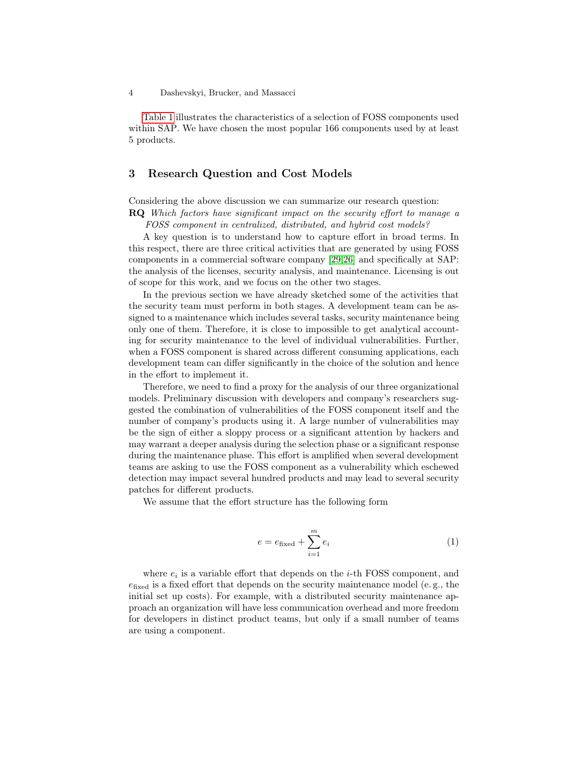Table 1 illustrates the characteristics of a selection of FOSS components used within SAP. We have chosen the most popular 166 components used by at least 5 products.

## 3 Research Question and Cost Models

Considering the above discussion we can summarize our research question:

**RQ** *Which factors have significant impact on the security effort to manage a FOSS component in centralized, distributed, and hybrid cost models?*

A key question is to understand how to capture effort in broad terms. In this respect, there are three critical activities that are generated by using FOSS components in a commercial software company [29,26] and specifically at SAP: the analysis of the licenses, security analysis, and maintenance. Licensing is out of scope for this work, and we focus on the other two stages.

In the previous section we have already sketched some of the activities that the security team must perform in both stages. A development team can be assigned to a maintenance which includes several tasks, security maintenance being only one of them. Therefore, it is close to impossible to get analytical accounting for security maintenance to the level of individual vulnerabilities. Further, when a FOSS component is shared across different consuming applications, each development team can differ significantly in the choice of the solution and hence in the effort to implement it.

Therefore, we need to find a proxy for the analysis of our three organizational models. Preliminary discussion with developers and company's researchers suggested the combination of vulnerabilities of the FOSS component itself and the number of company's products using it. A large number of vulnerabilities may be the sign of either a sloppy process or a significant attention by hackers and may warrant a deeper analysis during the selection phase or a significant response during the maintenance phase. This effort is amplified when several development teams are asking to use the FOSS component as a vulnerability which eschewed detection may impact several hundred products and may lead to several security patches for different products.

We assume that the effort structure has the following form

$$e = e_{\text{fixed}} + \sum_{i=1}^{m} e_i \tag{1}$$

where $e_i$ is a variable effort that depends on the $i$-th FOSS component, and $e_{\text{fixed}}$ is a fixed effort that depends on the security maintenance model (e. g., the initial set up costs). For example, with a distributed security maintenance approach an organization will have less communication overhead and more freedom for developers in distinct product teams, but only if a small number of teams are using a component.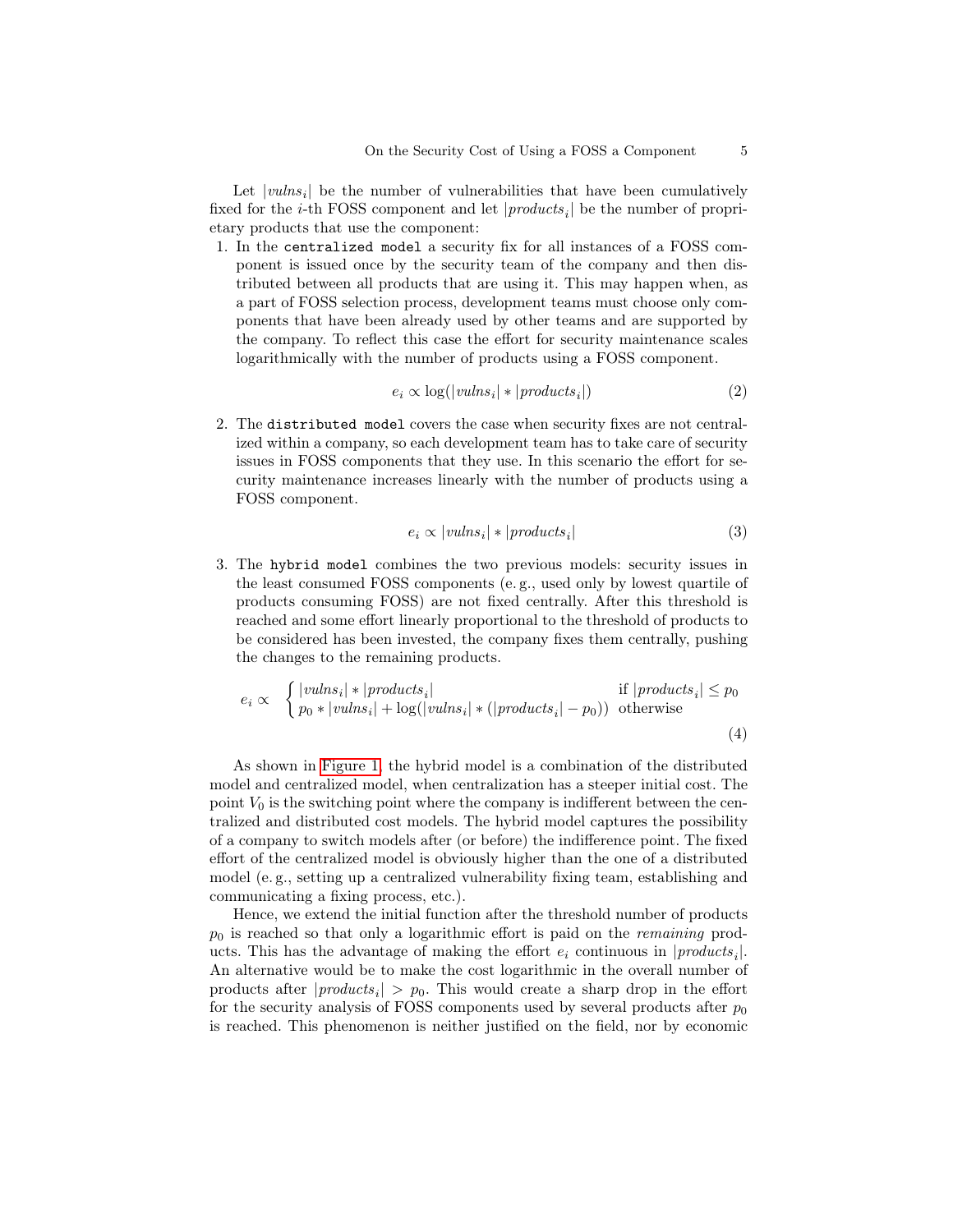Let $|vulns_i|$ be the number of vulnerabilities that have been cumulatively fixed for the $i$-th FOSS component and let $|products_i|$ be the number of proprietary products that use the component:

1. In the `centralized model` a security fix for all instances of a FOSS component is issued once by the security team of the company and then distributed between all products that are using it. This may happen when, as a part of FOSS selection process, development teams must choose only components that have been already used by other teams and are supported by the company. To reflect this case the effort for security maintenance scales logarithmically with the number of products using a FOSS component.

$$e_i \propto \log(|vulns_i| * |products_i|) \tag{2}$$

2. The `distributed model` covers the case when security fixes are not centralized within a company, so each development team has to take care of security issues in FOSS components that they use. In this scenario the effort for security maintenance increases linearly with the number of products using a FOSS component.

$$e_i \propto |vulns_i| * |products_i| \tag{3}$$

3. The `hybrid model` combines the two previous models: security issues in the least consumed FOSS components (e. g., used only by lowest quartile of products consuming FOSS) are not fixed centrally. After this threshold is reached and some effort linearly proportional to the threshold of products to be considered has been invested, the company fixes them centrally, pushing the changes to the remaining products.

$$e_i \propto \begin{cases} |vulns_i| * |products_i| & \text{if } |products_i| \leq p_0 \\ p_0 * |vulns_i| + \log(|vulns_i| * (|products_i| - p_0)) & \text{otherwise} \end{cases} \tag{4}$$

As shown in Figure 1, the hybrid model is a combination of the distributed model and centralized model, when centralization has a steeper initial cost. The point $V_0$ is the switching point where the company is indifferent between the centralized and distributed cost models. The hybrid model captures the possibility of a company to switch models after (or before) the indifference point. The fixed effort of the centralized model is obviously higher than the one of a distributed model (e. g., setting up a centralized vulnerability fixing team, establishing and communicating a fixing process, etc.).

Hence, we extend the initial function after the threshold number of products $p_0$ is reached so that only a logarithmic effort is paid on the *remaining* products. This has the advantage of making the effort $e_i$ continuous in $|products_i|$. An alternative would be to make the cost logarithmic in the overall number of products after $|products_i| > p_0$. This would create a sharp drop in the effort for the security analysis of FOSS components used by several products after $p_0$ is reached. This phenomenon is neither justified on the field, nor by economic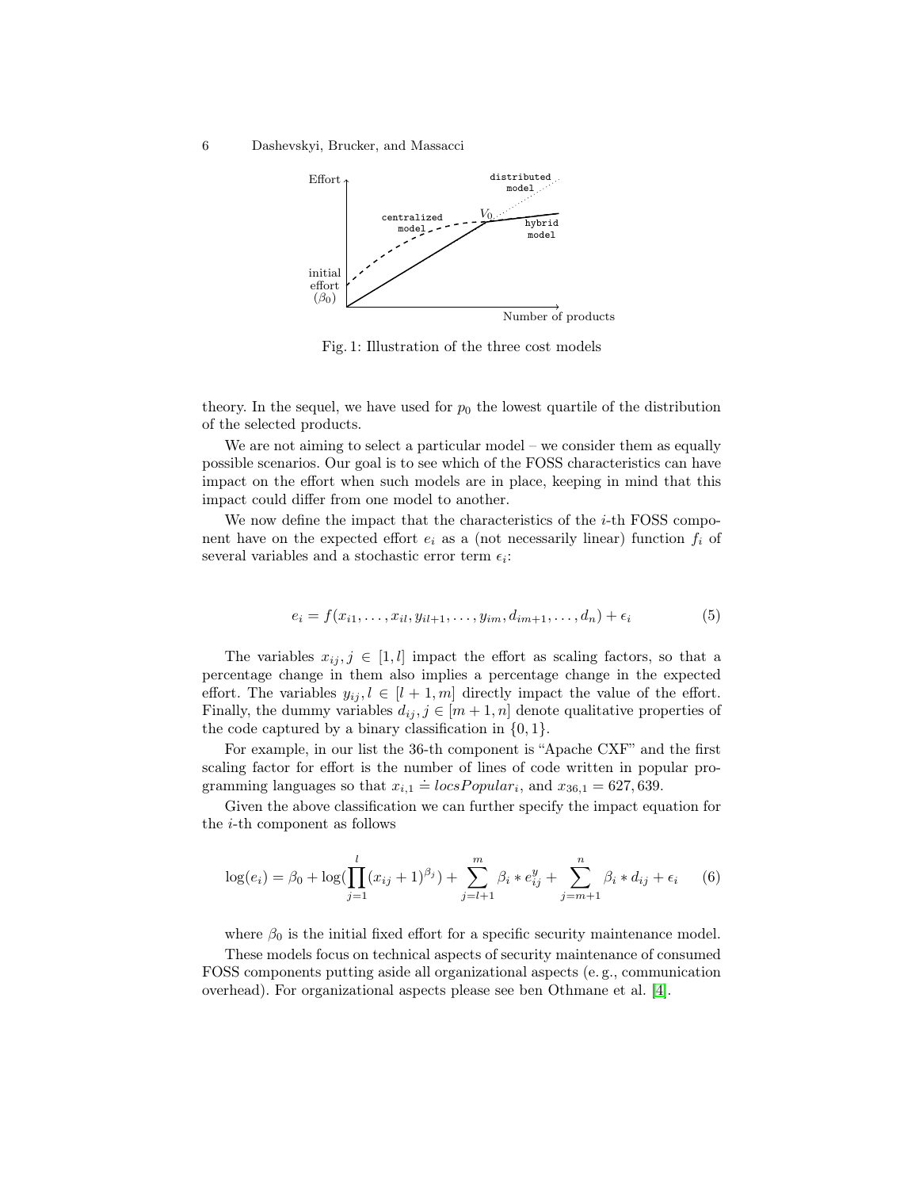Fig. 1: Illustration of the three cost models

theory. In the sequel, we have used for $p_0$ the lowest quartile of the distribution of the selected products.

We are not aiming to select a particular model – we consider them as equally possible scenarios. Our goal is to see which of the FOSS characteristics can have impact on the effort when such models are in place, keeping in mind that this impact could differ from one model to another.

We now define the impact that the characteristics of the $i$-th FOSS component have on the expected effort $e_i$ as a (not necessarily linear) function $f_i$ of several variables and a stochastic error term $\epsilon_i$:

$$e_i = f(x_{i1}, \ldots, x_{il}, y_{il+1}, \ldots, y_{im}, d_{im+1}, \ldots, d_n) + \epsilon_i \qquad (5)$$

The variables $x_{ij}, j \in [1, l]$ impact the effort as scaling factors, so that a percentage change in them also implies a percentage change in the expected effort. The variables $y_{ij}, l \in [l+1, m]$ directly impact the value of the effort. Finally, the dummy variables $d_{ij}, j \in [m+1, n]$ denote qualitative properties of the code captured by a binary classification in $\{0, 1\}$.

For example, in our list the 36-th component is "Apache CXF" and the first scaling factor for effort is the number of lines of code written in popular programming languages so that $x_{i,1} \doteq locsPopular_i$, and $x_{36,1} = 627,639$.

Given the above classification we can further specify the impact equation for the $i$-th component as follows

$$\log(e_i) = \beta_0 + \log(\prod_{j=1}^{l}(x_{ij}+1)^{\beta_j}) + \sum_{j=l+1}^{m} \beta_i * e^y_{ij} + \sum_{j=m+1}^{n} \beta_i * d_{ij} + \epsilon_i \qquad (6)$$

where $\beta_0$ is the initial fixed effort for a specific security maintenance model.

These models focus on technical aspects of security maintenance of consumed FOSS components putting aside all organizational aspects (e. g., communication overhead). For organizational aspects please see ben Othmane et al. [4].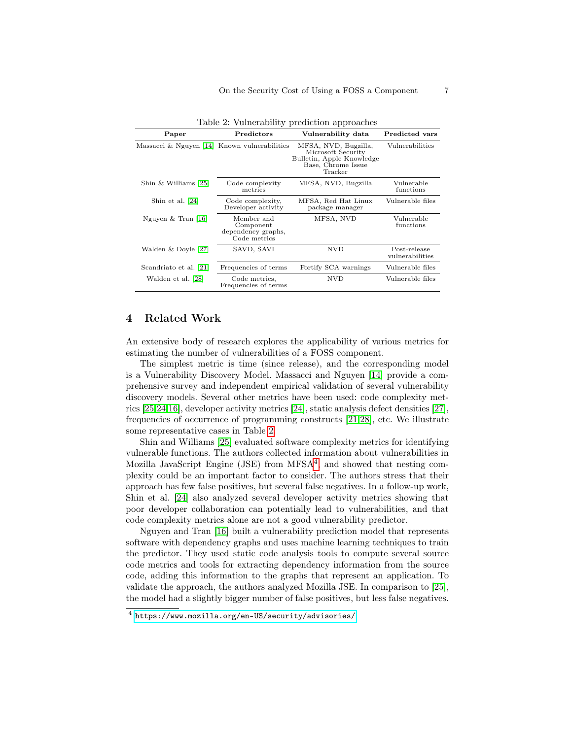Table 2: Vulnerability prediction approaches

| Paper | Predictors | Vulnerability data | Predicted vars |
|---|---|---|---|
| Massacci & Nguyen [14] | Known vulnerabilities | MFSA, NVD, Bugzilla, Microsoft Security Bulletin, Apple Knowledge Base, Chrome Issue Tracker | Vulnerabilities |
| Shin & Williams [25] | Code complexity metrics | MFSA, NVD, Bugzilla | Vulnerable functions |
| Shin et al. [24] | Code complexity, Developer activity | MFSA, Red Hat Linux package manager | Vulnerable files |
| Nguyen & Tran [16] | Member and Component dependency graphs, Code metrics | MFSA, NVD | Vulnerable functions |
| Walden & Doyle [27] | SAVD, SAVI | NVD | Post-release vulnerabilities |
| Scandriato et al. [21] | Frequencies of terms | Fortify SCA warnings | Vulnerable files |
| Walden et al. [28] | Code metrics, Frequencies of terms | NVD | Vulnerable files |

## 4 Related Work

An extensive body of research explores the applicability of various metrics for estimating the number of vulnerabilities of a FOSS component.

The simplest metric is time (since release), and the corresponding model is a Vulnerability Discovery Model. Massacci and Nguyen [14] provide a comprehensive survey and independent empirical validation of several vulnerability discovery models. Several other metrics have been used: code complexity metrics [25,24,16], developer activity metrics [24], static analysis defect densities [27], frequencies of occurrence of programming constructs [21,28], etc. We illustrate some representative cases in Table 2.

Shin and Williams [25] evaluated software complexity metrics for identifying vulnerable functions. The authors collected information about vulnerabilities in Mozilla JavaScript Engine (JSE) from MFSA[4], and showed that nesting complexity could be an important factor to consider. The authors stress that their approach has few false positives, but several false negatives. In a follow-up work, Shin et al. [24] also analyzed several developer activity metrics showing that poor developer collaboration can potentially lead to vulnerabilities, and that code complexity metrics alone are not a good vulnerability predictor.

Nguyen and Tran [16] built a vulnerability prediction model that represents software with dependency graphs and uses machine learning techniques to train the predictor. They used static code analysis tools to compute several source code metrics and tools for extracting dependency information from the source code, adding this information to the graphs that represent an application. To validate the approach, the authors analyzed Mozilla JSE. In comparison to [25], the model had a slightly bigger number of false positives, but less false negatives.

[4] https://www.mozilla.org/en-US/security/advisories/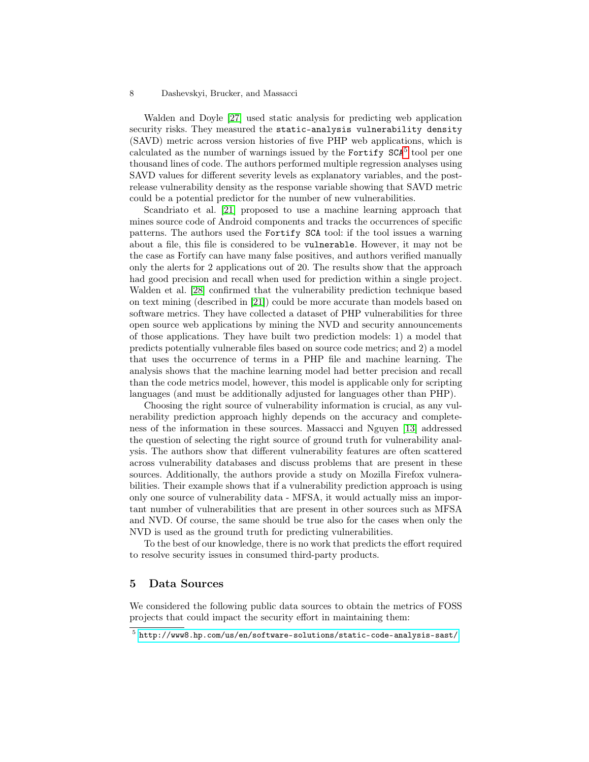Walden and Doyle [27] used static analysis for predicting web application security risks. They measured the `static-analysis vulnerability density` (SAVD) metric across version histories of five PHP web applications, which is calculated as the number of warnings issued by the `Fortify SCA`[5] tool per one thousand lines of code. The authors performed multiple regression analyses using SAVD values for different severity levels as explanatory variables, and the post-release vulnerability density as the response variable showing that SAVD metric could be a potential predictor for the number of new vulnerabilities.

Scandriato et al. [21] proposed to use a machine learning approach that mines source code of Android components and tracks the occurrences of specific patterns. The authors used the `Fortify SCA` tool: if the tool issues a warning about a file, this file is considered to be `vulnerable`. However, it may not be the case as Fortify can have many false positives, and authors verified manually only the alerts for 2 applications out of 20. The results show that the approach had good precision and recall when used for prediction within a single project. Walden et al. [28] confirmed that the vulnerability prediction technique based on text mining (described in [21]) could be more accurate than models based on software metrics. They have collected a dataset of PHP vulnerabilities for three open source web applications by mining the NVD and security announcements of those applications. They have built two prediction models: 1) a model that predicts potentially vulnerable files based on source code metrics; and 2) a model that uses the occurrence of terms in a PHP file and machine learning. The analysis shows that the machine learning model had better precision and recall than the code metrics model, however, this model is applicable only for scripting languages (and must be additionally adjusted for languages other than PHP).

Choosing the right source of vulnerability information is crucial, as any vulnerability prediction approach highly depends on the accuracy and completeness of the information in these sources. Massacci and Nguyen [13] addressed the question of selecting the right source of ground truth for vulnerability analysis. The authors show that different vulnerability features are often scattered across vulnerability databases and discuss problems that are present in these sources. Additionally, the authors provide a study on Mozilla Firefox vulnerabilities. Their example shows that if a vulnerability prediction approach is using only one source of vulnerability data - MFSA, it would actually miss an important number of vulnerabilities that are present in other sources such as MFSA and NVD. Of course, the same should be true also for the cases when only the NVD is used as the ground truth for predicting vulnerabilities.

To the best of our knowledge, there is no work that predicts the effort required to resolve security issues in consumed third-party products.

## 5 Data Sources

We considered the following public data sources to obtain the metrics of FOSS projects that could impact the security effort in maintaining them:

[5] http://www8.hp.com/us/en/software-solutions/static-code-analysis-sast/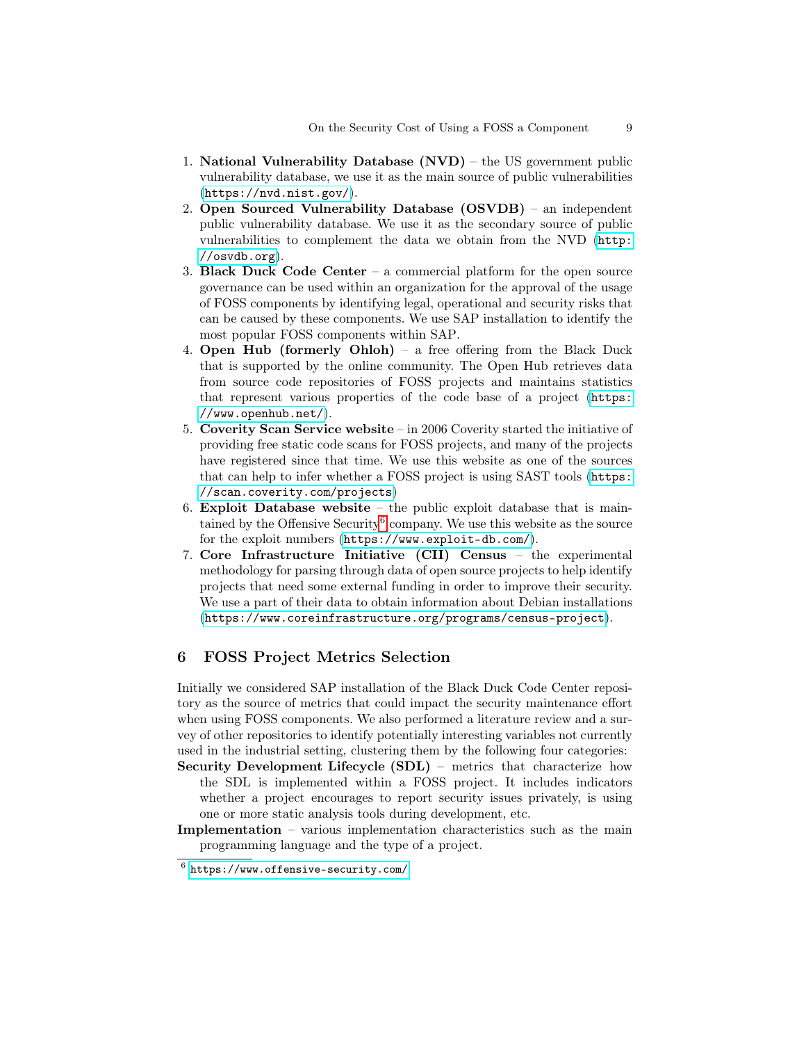1. **National Vulnerability Database (NVD)** – the US government public vulnerability database, we use it as the main source of public vulnerabilities (https://nvd.nist.gov/).
2. **Open Sourced Vulnerability Database (OSVDB)** – an independent public vulnerability database. We use it as the secondary source of public vulnerabilities to complement the data we obtain from the NVD (http://osvdb.org).
3. **Black Duck Code Center** – a commercial platform for the open source governance can be used within an organization for the approval of the usage of FOSS components by identifying legal, operational and security risks that can be caused by these components. We use SAP installation to identify the most popular FOSS components within SAP.
4. **Open Hub (formerly Ohloh)** – a free offering from the Black Duck that is supported by the online community. The Open Hub retrieves data from source code repositories of FOSS projects and maintains statistics that represent various properties of the code base of a project (https://www.openhub.net/).
5. **Coverity Scan Service website** – in 2006 Coverity started the initiative of providing free static code scans for FOSS projects, and many of the projects have registered since that time. We use this website as one of the sources that can help to infer whether a FOSS project is using SAST tools (https://scan.coverity.com/projects)
6. **Exploit Database website** – the public exploit database that is maintained by the Offensive Security[6] company. We use this website as the source for the exploit numbers (https://www.exploit-db.com/).
7. **Core Infrastructure Initiative (CII) Census** – the experimental methodology for parsing through data of open source projects to help identify projects that need some external funding in order to improve their security. We use a part of their data to obtain information about Debian installations (https://www.coreinfrastructure.org/programs/census-project).

## 6 FOSS Project Metrics Selection

Initially we considered SAP installation of the Black Duck Code Center repository as the source of metrics that could impact the security maintenance effort when using FOSS components. We also performed a literature review and a survey of other repositories to identify potentially interesting variables not currently used in the industrial setting, clustering them by the following four categories:

**Security Development Lifecycle (SDL)** – metrics that characterize how the SDL is implemented within a FOSS project. It includes indicators whether a project encourages to report security issues privately, is using one or more static analysis tools during development, etc.

**Implementation** – various implementation characteristics such as the main programming language and the type of a project.

[6] https://www.offensive-security.com/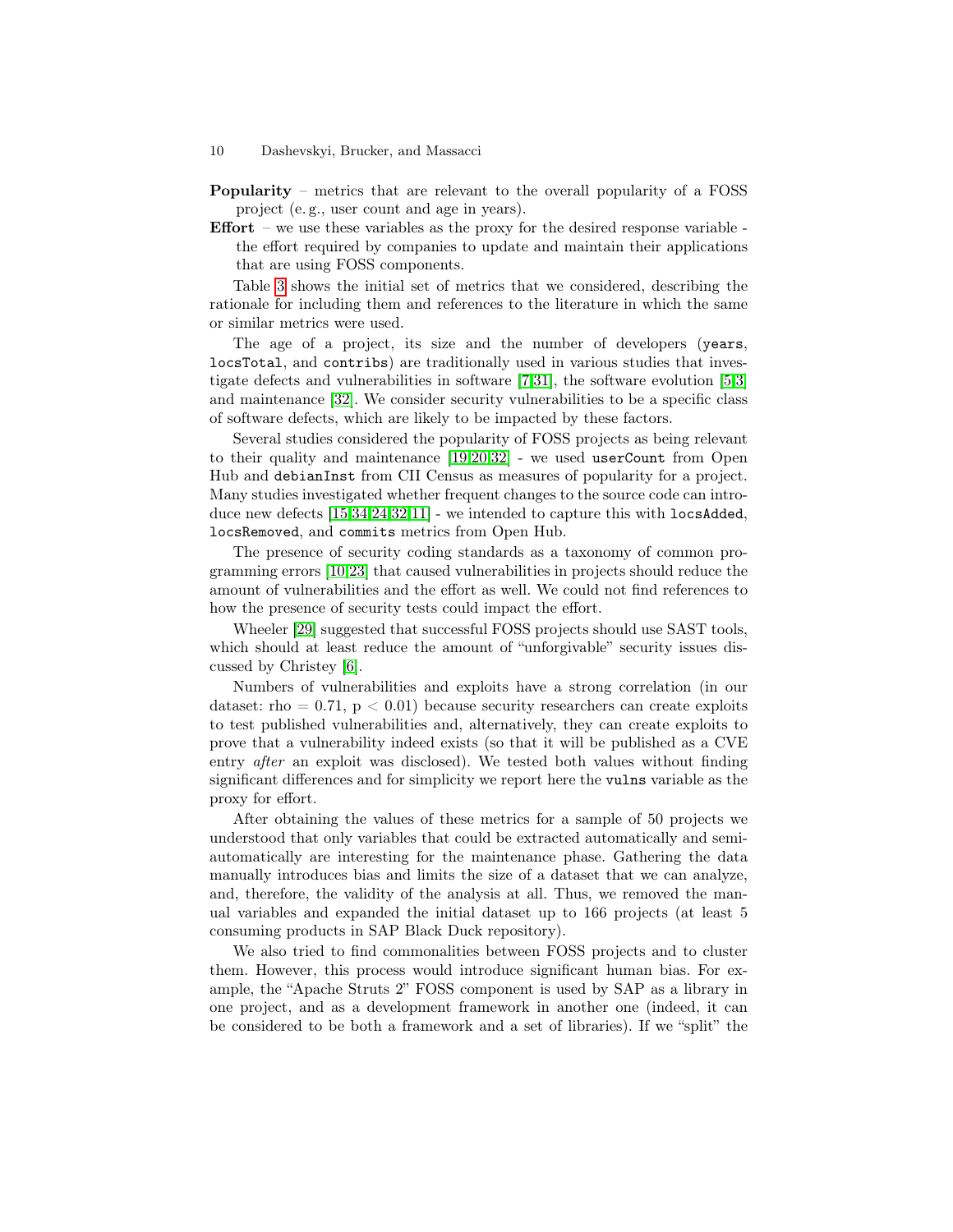**Popularity** – metrics that are relevant to the overall popularity of a FOSS project (e. g., user count and age in years).

**Effort** – we use these variables as the proxy for the desired response variable - the effort required by companies to update and maintain their applications that are using FOSS components.

Table 3 shows the initial set of metrics that we considered, describing the rationale for including them and references to the literature in which the same or similar metrics were used.

The age of a project, its size and the number of developers (`years`, `locsTotal`, and `contribs`) are traditionally used in various studies that investigate defects and vulnerabilities in software [7,31], the software evolution [5,3] and maintenance [32]. We consider security vulnerabilities to be a specific class of software defects, which are likely to be impacted by these factors.

Several studies considered the popularity of FOSS projects as being relevant to their quality and maintenance [19,20,32] - we used `userCount` from Open Hub and `debianInst` from CII Census as measures of popularity for a project. Many studies investigated whether frequent changes to the source code can introduce new defects [15,34,24,32,11] - we intended to capture this with `locsAdded`, `locsRemoved`, and `commits` metrics from Open Hub.

The presence of security coding standards as a taxonomy of common programming errors [10,23] that caused vulnerabilities in projects should reduce the amount of vulnerabilities and the effort as well. We could not find references to how the presence of security tests could impact the effort.

Wheeler [29] suggested that successful FOSS projects should use SAST tools, which should at least reduce the amount of "unforgivable" security issues discussed by Christey [6].

Numbers of vulnerabilities and exploits have a strong correlation (in our dataset: rho = 0.71, $p < 0.01$) because security researchers can create exploits to test published vulnerabilities and, alternatively, they can create exploits to prove that a vulnerability indeed exists (so that it will be published as a CVE entry *after* an exploit was disclosed). We tested both values without finding significant differences and for simplicity we report here the `vulns` variable as the proxy for effort.

After obtaining the values of these metrics for a sample of 50 projects we understood that only variables that could be extracted automatically and semi-automatically are interesting for the maintenance phase. Gathering the data manually introduces bias and limits the size of a dataset that we can analyze, and, therefore, the validity of the analysis at all. Thus, we removed the manual variables and expanded the initial dataset up to 166 projects (at least 5 consuming products in SAP Black Duck repository).

We also tried to find commonalities between FOSS projects and to cluster them. However, this process would introduce significant human bias. For example, the "Apache Struts 2" FOSS component is used by SAP as a library in one project, and as a development framework in another one (indeed, it can be considered to be both a framework and a set of libraries). If we "split" the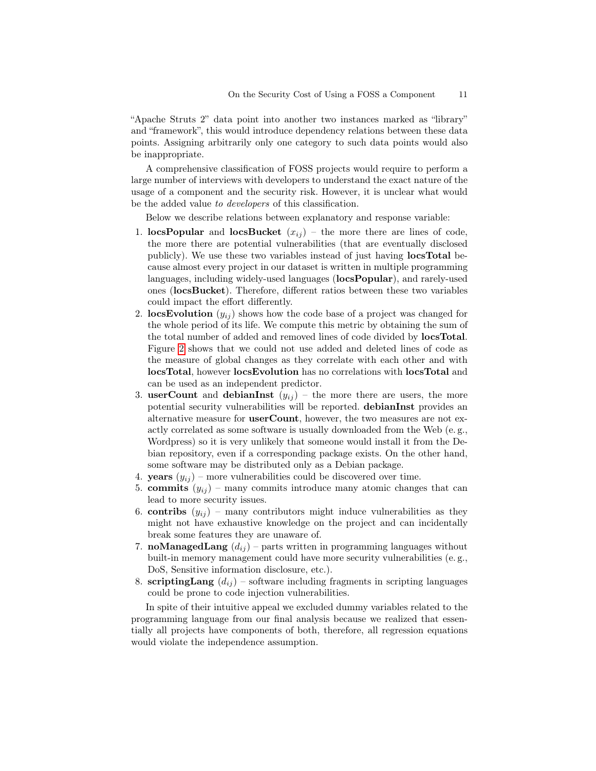"Apache Struts 2" data point into another two instances marked as "library" and "framework", this would introduce dependency relations between these data points. Assigning arbitrarily only one category to such data points would also be inappropriate.

A comprehensive classification of FOSS projects would require to perform a large number of interviews with developers to understand the exact nature of the usage of a component and the security risk. However, it is unclear what would be the added value *to developers* of this classification.

Below we describe relations between explanatory and response variable:

1. **locsPopular** and **locsBucket** ($x_{ij}$) – the more there are lines of code, the more there are potential vulnerabilities (that are eventually disclosed publicly). We use these two variables instead of just having **locsTotal** because almost every project in our dataset is written in multiple programming languages, including widely-used languages (**locsPopular**), and rarely-used ones (**locsBucket**). Therefore, different ratios between these two variables could impact the effort differently.
2. **locsEvolution** ($y_{ij}$) shows how the code base of a project was changed for the whole period of its life. We compute this metric by obtaining the sum of the total number of added and removed lines of code divided by **locsTotal**. Figure 2 shows that we could not use added and deleted lines of code as the measure of global changes as they correlate with each other and with **locsTotal**, however **locsEvolution** has no correlations with **locsTotal** and can be used as an independent predictor.
3. **userCount** and **debianInst** ($y_{ij}$) – the more there are users, the more potential security vulnerabilities will be reported. **debianInst** provides an alternative measure for **userCount**, however, the two measures are not exactly correlated as some software is usually downloaded from the Web (e. g., Wordpress) so it is very unlikely that someone would install it from the Debian repository, even if a corresponding package exists. On the other hand, some software may be distributed only as a Debian package.
4. **years** ($y_{ij}$) – more vulnerabilities could be discovered over time.
5. **commits** ($y_{ij}$) – many commits introduce many atomic changes that can lead to more security issues.
6. **contribs** ($y_{ij}$) – many contributors might induce vulnerabilities as they might not have exhaustive knowledge on the project and can incidentally break some features they are unaware of.
7. **noManagedLang** ($d_{ij}$) – parts written in programming languages without built-in memory management could have more security vulnerabilities (e. g., DoS, Sensitive information disclosure, etc.).
8. **scriptingLang** ($d_{ij}$) – software including fragments in scripting languages could be prone to code injection vulnerabilities.

In spite of their intuitive appeal we excluded dummy variables related to the programming language from our final analysis because we realized that essentially all projects have components of both, therefore, all regression equations would violate the independence assumption.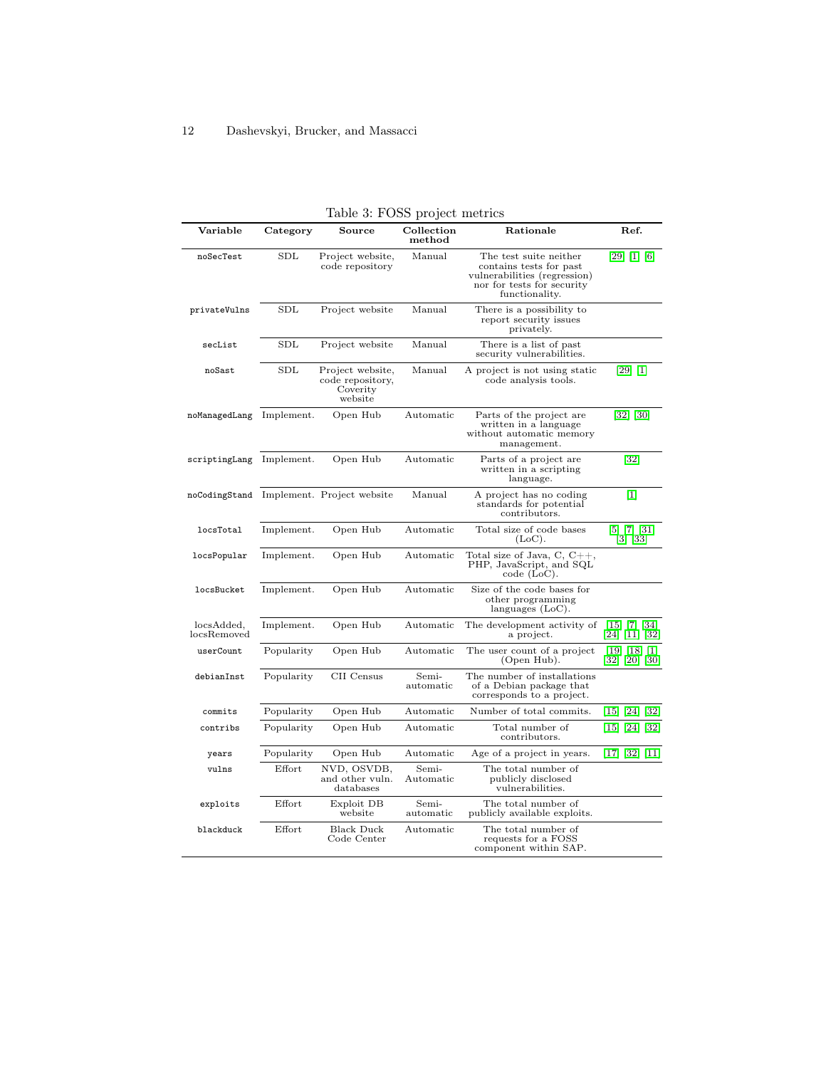Table 3: FOSS project metrics

| Variable | Category | Source | Collection method | Rationale | Ref. |
|---|---|---|---|---|---|
| noSecTest | SDL | Project website, code repository | Manual | The test suite neither contains tests for past vulnerabilities (regression) nor for tests for security functionality. | [29] [1] [6] |
| privateVulns | SDL | Project website | Manual | There is a possibility to report security issues privately. | |
| secList | SDL | Project website | Manual | There is a list of past security vulnerabilities. | |
| noSast | SDL | Project website, code repository, Coverity website | Manual | A project is not using static code analysis tools. | [29] [1] |
| noManagedLang | Implement. | Open Hub | Automatic | Parts of the project are written in a language without automatic memory management. | [32] [30] |
| scriptingLang | Implement. | Open Hub | Automatic | Parts of a project are written in a scripting language. | [32] |
| noCodingStand | Implement. | Project website | Manual | A project has no coding standards for potential contributors. | [1] |
| locsTotal | Implement. | Open Hub | Automatic | Total size of code bases (LoC). | [5] [7] [31] [3] [33] |
| locsPopular | Implement. | Open Hub | Automatic | Total size of Java, C, C++, PHP, JavaScript, and SQL code (LoC). | |
| locsBucket | Implement. | Open Hub | Automatic | Size of the code bases for other programming languages (LoC). | |
| locsAdded, locsRemoved | Implement. | Open Hub | Automatic | The development activity of a project. | [15] [7] [34] [24] [11] [32] |
| userCount | Popularity | Open Hub | Automatic | The user count of a project (Open Hub). | [19] [18] [1] [32] [20] [30] |
| debianInst | Popularity | CII Census | Semi-automatic | The number of installations of a Debian package that corresponds to a project. | |
| commits | Popularity | Open Hub | Automatic | Number of total commits. | [15] [24] [32] |
| contribs | Popularity | Open Hub | Automatic | Total number of contributors. | [15] [24] [32] |
| years | Popularity | Open Hub | Automatic | Age of a project in years. | [17] [32] [11] |
| vulns | Effort | NVD, OSVDB, and other vuln. databases | Semi-Automatic | The total number of publicly disclosed vulnerabilities. | |
| exploits | Effort | Exploit DB website | Semi-automatic | The total number of publicly available exploits. | |
| blackduck | Effort | Black Duck Code Center | Automatic | The total number of requests for a FOSS component within SAP. | |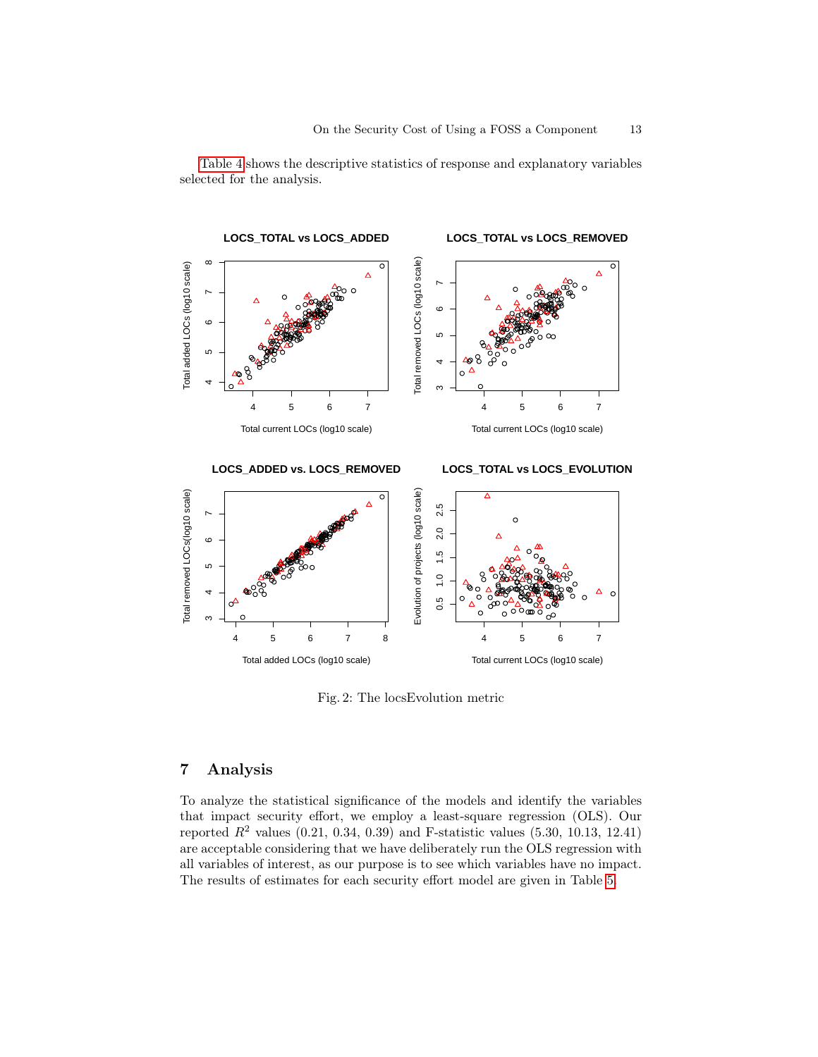Table 4 shows the descriptive statistics of response and explanatory variables selected for the analysis.

Fig. 2: The locsEvolution metric

## 7 Analysis

To analyze the statistical significance of the models and identify the variables that impact security effort, we employ a least-square regression (OLS). Our reported $R^2$ values (0.21, 0.34, 0.39) and F-statistic values (5.30, 10.13, 12.41) are acceptable considering that we have deliberately run the OLS regression with all variables of interest, as our purpose is to see which variables have no impact. The results of estimates for each security effort model are given in Table 5.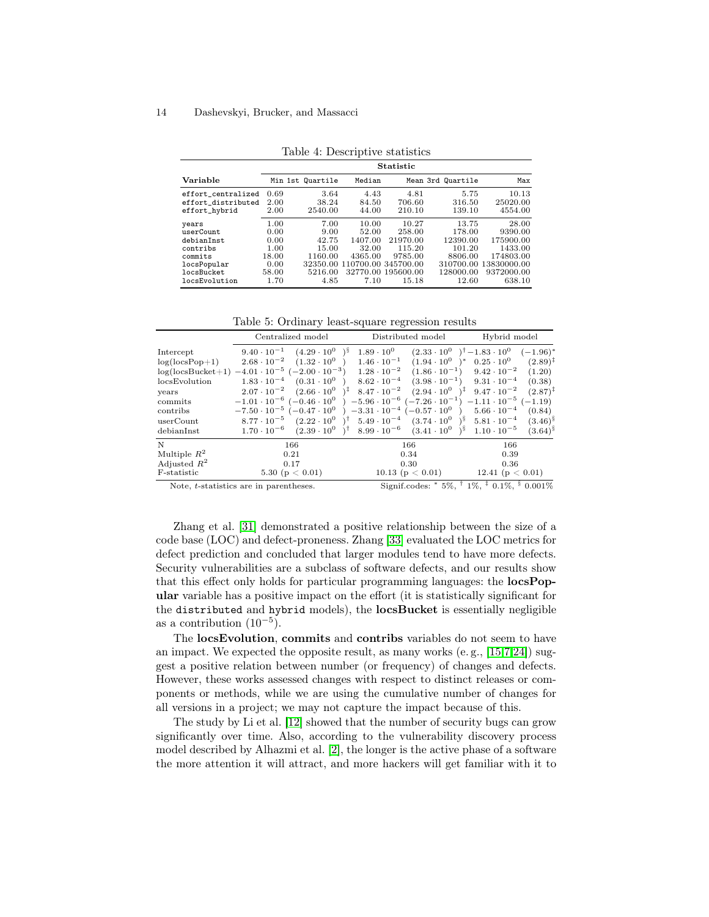Table 4: Descriptive statistics

| Variable | Min | 1st Quartile | Median | Mean | 3rd Quartile | Max |
|---|---|---|---|---|---|---|
| effort_centralized | 0.69 | 3.64 | 4.43 | 4.81 | 5.75 | 10.13 |
| effort_distributed | 2.00 | 38.24 | 84.50 | 706.60 | 316.50 | 25020.00 |
| effort_hybrid | 2.00 | 2540.00 | 44.00 | 210.10 | 139.10 | 4554.00 |
| years | 1.00 | 7.00 | 10.00 | 10.27 | 13.75 | 28.00 |
| userCount | 0.00 | 9.00 | 52.00 | 258.00 | 178.00 | 9390.00 |
| debianInst | 0.00 | 42.75 | 1407.00 | 21970.00 | 12390.00 | 175900.00 |
| contribs | 1.00 | 15.00 | 32.00 | 115.20 | 101.20 | 1433.00 |
| commits | 18.00 | 1160.00 | 4365.00 | 9785.00 | 8806.00 | 174803.00 |
| locsPopular | 0.00 | 32350.00 | 110700.00 | 345700.00 | 310700.00 | 13830000.00 |
| locsBucket | 58.00 | 5216.00 | 32770.00 | 195600.00 | 128000.00 | 9372000.00 |
| locsEvolution | 1.70 | 4.85 | 7.10 | 15.18 | 12.60 | 638.10 |

Table 5: Ordinary least-square regression results

| | Centralized model | | Distributed model | | Hybrid model | |
|---|---|---|---|---|---|---|
| Intercept | $9.40 \cdot 10^{-1}$ | $(4.29 \cdot 10^{0})^{\S}$ | $1.89 \cdot 10^{0}$ | $(2.33 \cdot 10^{0})^{\dagger}$ | $-1.83 \cdot 10^{0}$ | $(-1.96)^{*}$ |
| log(locsPop+1) | $2.68 \cdot 10^{-2}$ | $(1.32 \cdot 10^{0})$ | $1.46 \cdot 10^{-1}$ | $(1.94 \cdot 10^{0})^{*}$ | $0.25 \cdot 10^{0}$ | $(2.89)^{\ddagger}$ |
| log(locsBucket+1) | $-4.01 \cdot 10^{-5}$ | $(-2.00 \cdot 10^{-3})$ | $1.28 \cdot 10^{-2}$ | $(1.86 \cdot 10^{-1})$ | $9.42 \cdot 10^{-2}$ | $(1.20)$ |
| locsEvolution | $1.83 \cdot 10^{-4}$ | $(0.31 \cdot 10^{0})$ | $8.62 \cdot 10^{-4}$ | $(3.98 \cdot 10^{-1})$ | $9.31 \cdot 10^{-4}$ | $(0.38)$ |
| years | $2.07 \cdot 10^{-2}$ | $(2.66 \cdot 10^{0})^{\ddagger}$ | $8.47 \cdot 10^{-2}$ | $(2.94 \cdot 10^{0})^{\ddagger}$ | $9.47 \cdot 10^{-2}$ | $(2.87)^{\ddagger}$ |
| commits | $-1.01 \cdot 10^{-6}$ | $(-0.46 \cdot 10^{0})$ | $-5.96 \cdot 10^{-6}$ | $(-7.26 \cdot 10^{-1})$ | $-1.11 \cdot 10^{-5}$ | $(-1.19)$ |
| contribs | $-7.50 \cdot 10^{-5}$ | $(-0.47 \cdot 10^{0})$ | $-3.31 \cdot 10^{-4}$ | $(-0.57 \cdot 10^{0})$ | $5.66 \cdot 10^{-4}$ | $(0.84)$ |
| userCount | $8.77 \cdot 10^{-5}$ | $(2.22 \cdot 10^{0})^{\dagger}$ | $5.49 \cdot 10^{-4}$ | $(3.74 \cdot 10^{0})^{\S}$ | $5.81 \cdot 10^{-4}$ | $(3.46)^{\S}$ |
| debianInst | $1.70 \cdot 10^{-6}$ | $(2.39 \cdot 10^{0})^{\dagger}$ | $8.99 \cdot 10^{-6}$ | $(3.41 \cdot 10^{0})^{\S}$ | $1.10 \cdot 10^{-5}$ | $(3.64)^{\S}$ |
| N | 166 | | 166 | | 166 | |
| Multiple $R^2$ | 0.21 | | 0.34 | | 0.39 | |
| Adjusted $R^2$ | 0.17 | | 0.30 | | 0.36 | |
| F-statistic | 5.30 ($p < 0.01$) | | 10.13 ($p < 0.01$) | | 12.41 ($p < 0.01$) | |

Note, $t$-statistics are in parentheses. Signif.codes: $^{*}$ 5%, $^{\dagger}$ 1%, $^{\ddagger}$ 0.1%, $^{\S}$ 0.001%

Zhang et al. [31] demonstrated a positive relationship between the size of a code base (LOC) and defect-proneness. Zhang [33] evaluated the LOC metrics for defect prediction and concluded that larger modules tend to have more defects. Security vulnerabilities are a subclass of software defects, and our results show that this effect only holds for particular programming languages: the **locsPopular** variable has a positive impact on the effort (it is statistically significant for the `distributed` and `hybrid` models), the **locsBucket** is essentially negligible as a contribution ($10^{-5}$).

The **locsEvolution**, **commits** and **contribs** variables do not seem to have an impact. We expected the opposite result, as many works (e. g., [15,7,24]) suggest a positive relation between number (or frequency) of changes and defects. However, these works assessed changes with respect to distinct releases or components or methods, while we are using the cumulative number of changes for all versions in a project; we may not capture the impact because of this.

The study by Li et al. [12] showed that the number of security bugs can grow significantly over time. Also, according to the vulnerability discovery process model described by Alhazmi et al. [2], the longer is the active phase of a software the more attention it will attract, and more hackers will get familiar with it to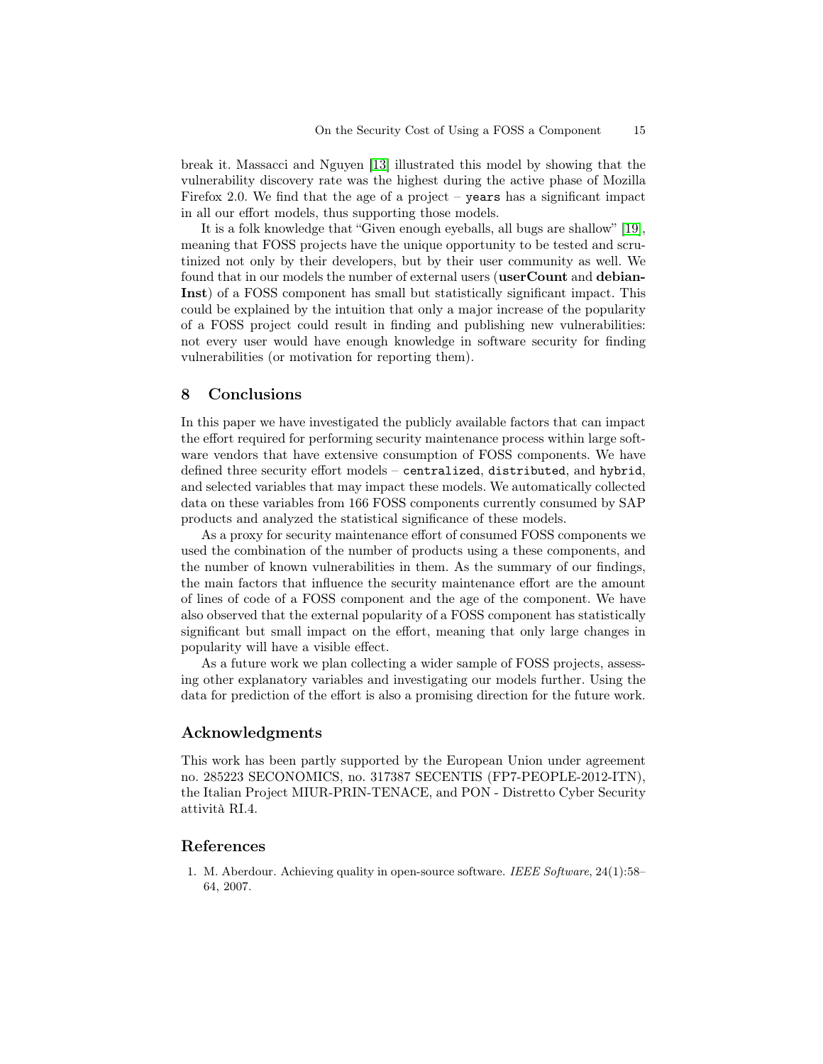break it. Massacci and Nguyen [13] illustrated this model by showing that the vulnerability discovery rate was the highest during the active phase of Mozilla Firefox 2.0. We find that the age of a project – `years` has a significant impact in all our effort models, thus supporting those models.

It is a folk knowledge that "Given enough eyeballs, all bugs are shallow" [19], meaning that FOSS projects have the unique opportunity to be tested and scrutinized not only by their developers, but by their user community as well. We found that in our models the number of external users (**userCount** and **debianInst**) of a FOSS component has small but statistically significant impact. This could be explained by the intuition that only a major increase of the popularity of a FOSS project could result in finding and publishing new vulnerabilities: not every user would have enough knowledge in software security for finding vulnerabilities (or motivation for reporting them).

## 8 Conclusions

In this paper we have investigated the publicly available factors that can impact the effort required for performing security maintenance process within large software vendors that have extensive consumption of FOSS components. We have defined three security effort models – `centralized`, `distributed`, and `hybrid`, and selected variables that may impact these models. We automatically collected data on these variables from 166 FOSS components currently consumed by SAP products and analyzed the statistical significance of these models.

As a proxy for security maintenance effort of consumed FOSS components we used the combination of the number of products using a these components, and the number of known vulnerabilities in them. As the summary of our findings, the main factors that influence the security maintenance effort are the amount of lines of code of a FOSS component and the age of the component. We have also observed that the external popularity of a FOSS component has statistically significant but small impact on the effort, meaning that only large changes in popularity will have a visible effect.

As a future work we plan collecting a wider sample of FOSS projects, assessing other explanatory variables and investigating our models further. Using the data for prediction of the effort is also a promising direction for the future work.

## Acknowledgments

This work has been partly supported by the European Union under agreement no. 285223 SECONOMICS, no. 317387 SECENTIS (FP7-PEOPLE-2012-ITN), the Italian Project MIUR-PRIN-TENACE, and PON - Distretto Cyber Security attività RI.4.

## References

1. M. Aberdour. Achieving quality in open-source software. *IEEE Software*, 24(1):58–64, 2007.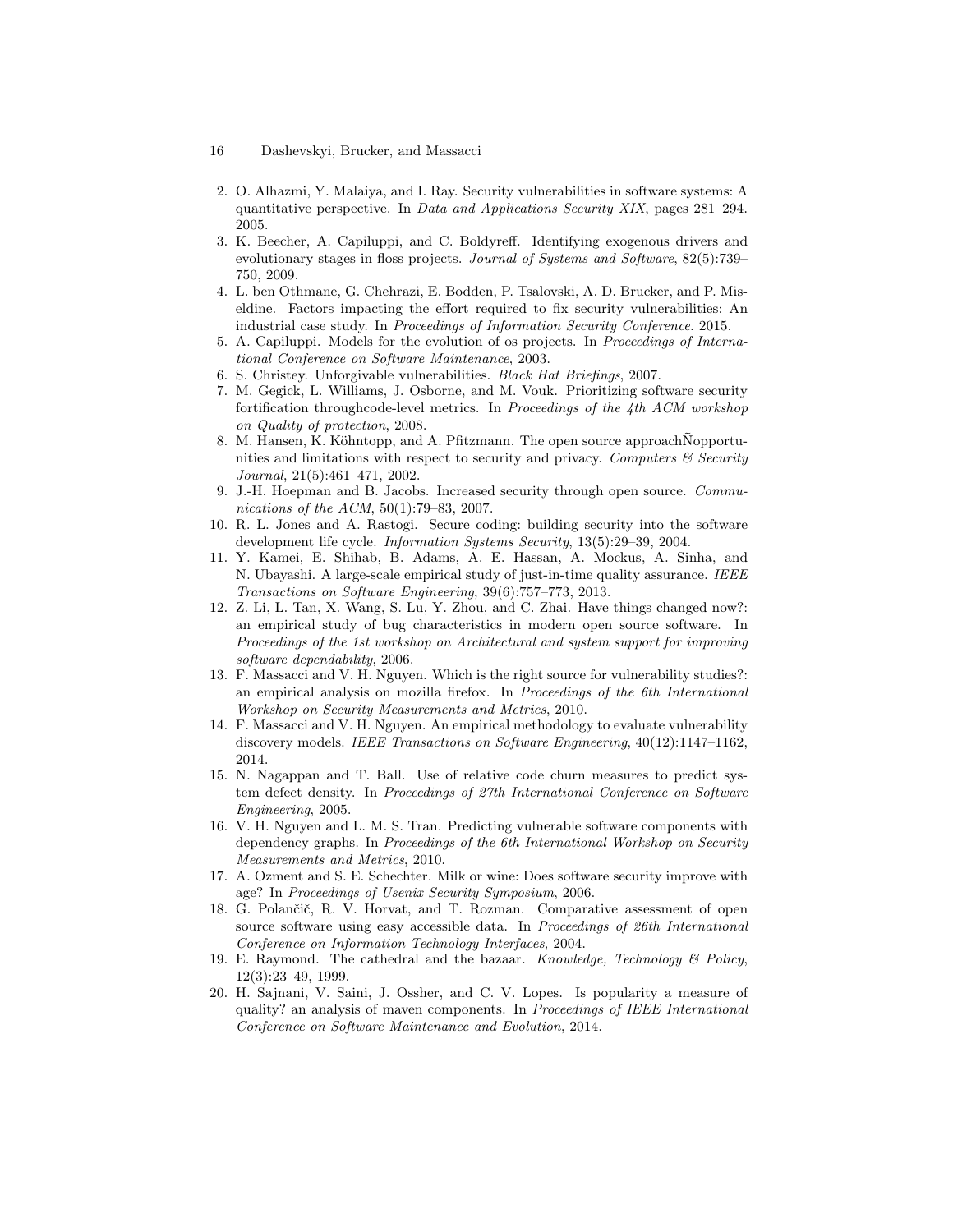2. O. Alhazmi, Y. Malaiya, and I. Ray. Security vulnerabilities in software systems: A quantitative perspective. In *Data and Applications Security XIX*, pages 281–294. 2005.
3. K. Beecher, A. Capiluppi, and C. Boldyreff. Identifying exogenous drivers and evolutionary stages in floss projects. *Journal of Systems and Software*, 82(5):739–750, 2009.
4. L. ben Othmane, G. Chehrazi, E. Bodden, P. Tsalovski, A. D. Brucker, and P. Miseldine. Factors impacting the effort required to fix security vulnerabilities: An industrial case study. In *Proceedings of Information Security Conference*. 2015.
5. A. Capiluppi. Models for the evolution of os projects. In *Proceedings of International Conference on Software Maintenance*, 2003.
6. S. Christey. Unforgivable vulnerabilities. *Black Hat Briefings*, 2007.
7. M. Gegick, L. Williams, J. Osborne, and M. Vouk. Prioritizing software security fortification throughcode-level metrics. In *Proceedings of the 4th ACM workshop on Quality of protection*, 2008.
8. M. Hansen, K. Köhntopp, and A. Pfitzmann. The open source approachÑopportunities and limitations with respect to security and privacy. *Computers & Security Journal*, 21(5):461–471, 2002.
9. J.-H. Hoepman and B. Jacobs. Increased security through open source. *Communications of the ACM*, 50(1):79–83, 2007.
10. R. L. Jones and A. Rastogi. Secure coding: building security into the software development life cycle. *Information Systems Security*, 13(5):29–39, 2004.
11. Y. Kamei, E. Shihab, B. Adams, A. E. Hassan, A. Mockus, A. Sinha, and N. Ubayashi. A large-scale empirical study of just-in-time quality assurance. *IEEE Transactions on Software Engineering*, 39(6):757–773, 2013.
12. Z. Li, L. Tan, X. Wang, S. Lu, Y. Zhou, and C. Zhai. Have things changed now?: an empirical study of bug characteristics in modern open source software. In *Proceedings of the 1st workshop on Architectural and system support for improving software dependability*, 2006.
13. F. Massacci and V. H. Nguyen. Which is the right source for vulnerability studies?: an empirical analysis on mozilla firefox. In *Proceedings of the 6th International Workshop on Security Measurements and Metrics*, 2010.
14. F. Massacci and V. H. Nguyen. An empirical methodology to evaluate vulnerability discovery models. *IEEE Transactions on Software Engineering*, 40(12):1147–1162, 2014.
15. N. Nagappan and T. Ball. Use of relative code churn measures to predict system defect density. In *Proceedings of 27th International Conference on Software Engineering*, 2005.
16. V. H. Nguyen and L. M. S. Tran. Predicting vulnerable software components with dependency graphs. In *Proceedings of the 6th International Workshop on Security Measurements and Metrics*, 2010.
17. A. Ozment and S. E. Schechter. Milk or wine: Does software security improve with age? In *Proceedings of Usenix Security Symposium*, 2006.
18. G. Polančič, R. V. Horvat, and T. Rozman. Comparative assessment of open source software using easy accessible data. In *Proceedings of 26th International Conference on Information Technology Interfaces*, 2004.
19. E. Raymond. The cathedral and the bazaar. *Knowledge, Technology & Policy*, 12(3):23–49, 1999.
20. H. Sajnani, V. Saini, J. Ossher, and C. V. Lopes. Is popularity a measure of quality? an analysis of maven components. In *Proceedings of IEEE International Conference on Software Maintenance and Evolution*, 2014.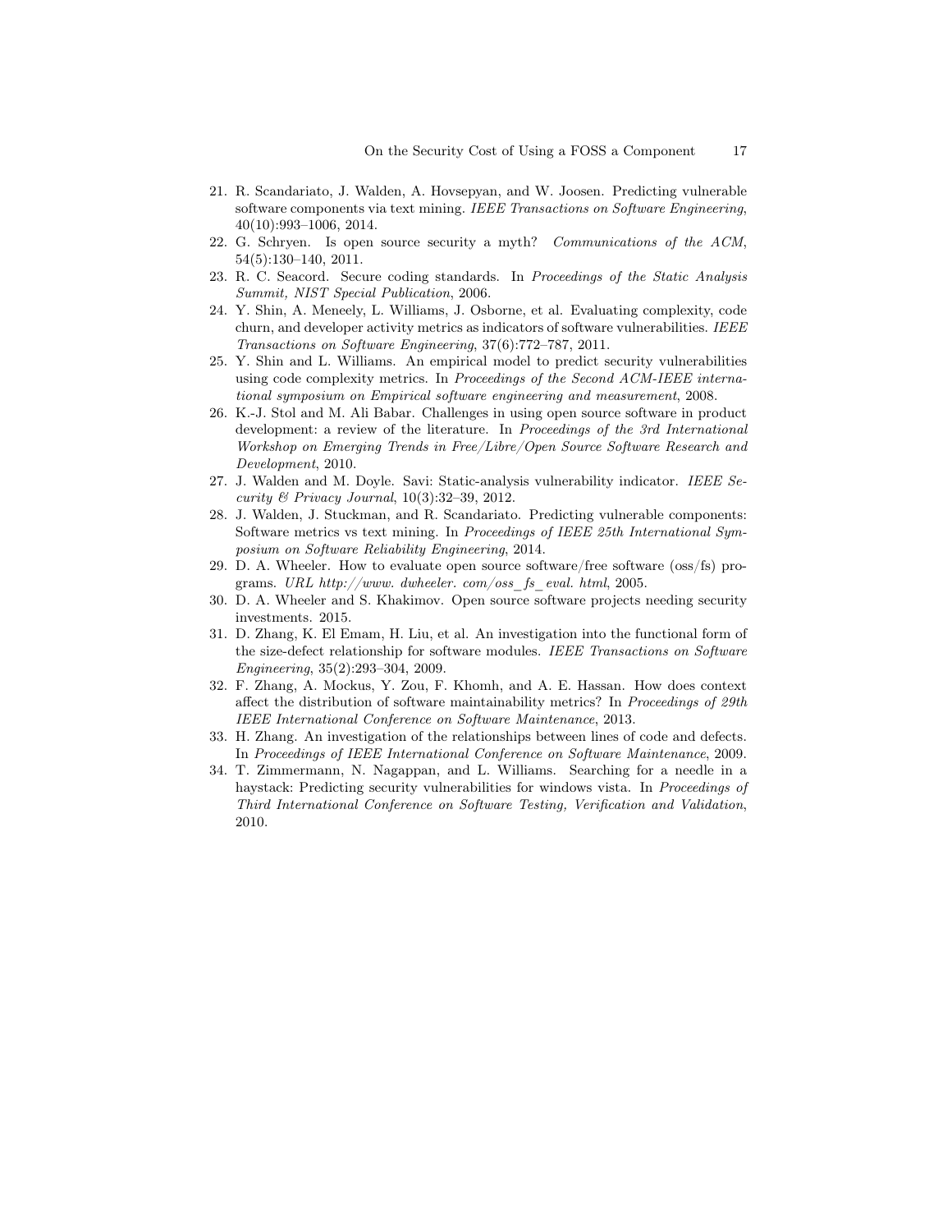21. R. Scandariato, J. Walden, A. Hovsepyan, and W. Joosen. Predicting vulnerable software components via text mining. *IEEE Transactions on Software Engineering*, 40(10):993–1006, 2014.
22. G. Schryen. Is open source security a myth? *Communications of the ACM*, 54(5):130–140, 2011.
23. R. C. Seacord. Secure coding standards. In *Proceedings of the Static Analysis Summit, NIST Special Publication*, 2006.
24. Y. Shin, A. Meneely, L. Williams, J. Osborne, et al. Evaluating complexity, code churn, and developer activity metrics as indicators of software vulnerabilities. *IEEE Transactions on Software Engineering*, 37(6):772–787, 2011.
25. Y. Shin and L. Williams. An empirical model to predict security vulnerabilities using code complexity metrics. In *Proceedings of the Second ACM-IEEE international symposium on Empirical software engineering and measurement*, 2008.
26. K.-J. Stol and M. Ali Babar. Challenges in using open source software in product development: a review of the literature. In *Proceedings of the 3rd International Workshop on Emerging Trends in Free/Libre/Open Source Software Research and Development*, 2010.
27. J. Walden and M. Doyle. Savi: Static-analysis vulnerability indicator. *IEEE Security & Privacy Journal*, 10(3):32–39, 2012.
28. J. Walden, J. Stuckman, and R. Scandariato. Predicting vulnerable components: Software metrics vs text mining. In *Proceedings of IEEE 25th International Symposium on Software Reliability Engineering*, 2014.
29. D. A. Wheeler. How to evaluate open source software/free software (oss/fs) programs. *URL http://www. dwheeler. com/oss_fs_eval. html*, 2005.
30. D. A. Wheeler and S. Khakimov. Open source software projects needing security investments. 2015.
31. D. Zhang, K. El Emam, H. Liu, et al. An investigation into the functional form of the size-defect relationship for software modules. *IEEE Transactions on Software Engineering*, 35(2):293–304, 2009.
32. F. Zhang, A. Mockus, Y. Zou, F. Khomh, and A. E. Hassan. How does context affect the distribution of software maintainability metrics? In *Proceedings of 29th IEEE International Conference on Software Maintenance*, 2013.
33. H. Zhang. An investigation of the relationships between lines of code and defects. In *Proceedings of IEEE International Conference on Software Maintenance*, 2009.
34. T. Zimmermann, N. Nagappan, and L. Williams. Searching for a needle in a haystack: Predicting security vulnerabilities for windows vista. In *Proceedings of Third International Conference on Software Testing, Verification and Validation*, 2010.